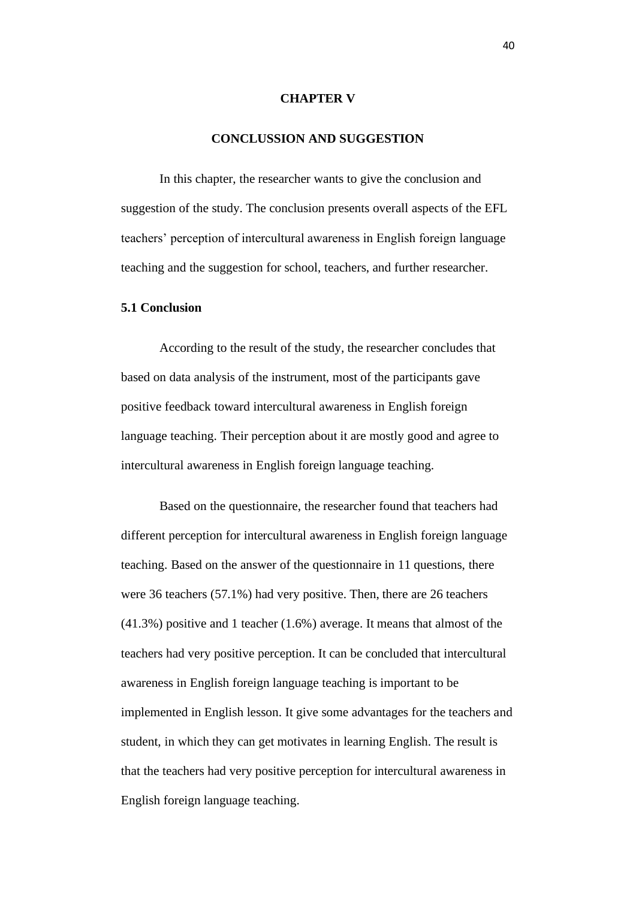# CHAPTER V

# CONCLUSSION AND SUGGESTION

In this chapter, the researcher wants to give the conclusion and suggestion of the study. The conclusion presents overall aspects of the EFL teachers' perception of intercultural awareness in English foreign language teaching and the suggestion for school, teachers, and further researcher.

## 5.1 Conclusion

According to the result of the study, the researcher concludes that based on data analysis of the instrument, most of the participants gave positive feedback toward intercultural awareness in English foreign language teaching. Their perception about it are mostly good and agree to intercultural awareness in English foreign language teaching.

Based on the questionnaire, the researcher found that teachers had different perception for intercultural awareness in English foreign language teaching. Based on the answer of the questionnaire in 11 questions, there were 36 teachers (57.1%) had very positive. Then, there are 26 teachers (41.3%) positive and 1 teacher (1.6%) average. It means that almost of the teachers had very positive perception. It can be concluded that intercultural awareness in English foreign language teaching is important to be implemented in English lesson. It give some advantages for the teachers and student, in which they can get motivates in learning English. The result is that the teachers had very positive perception for intercultural awareness in English foreign language teaching.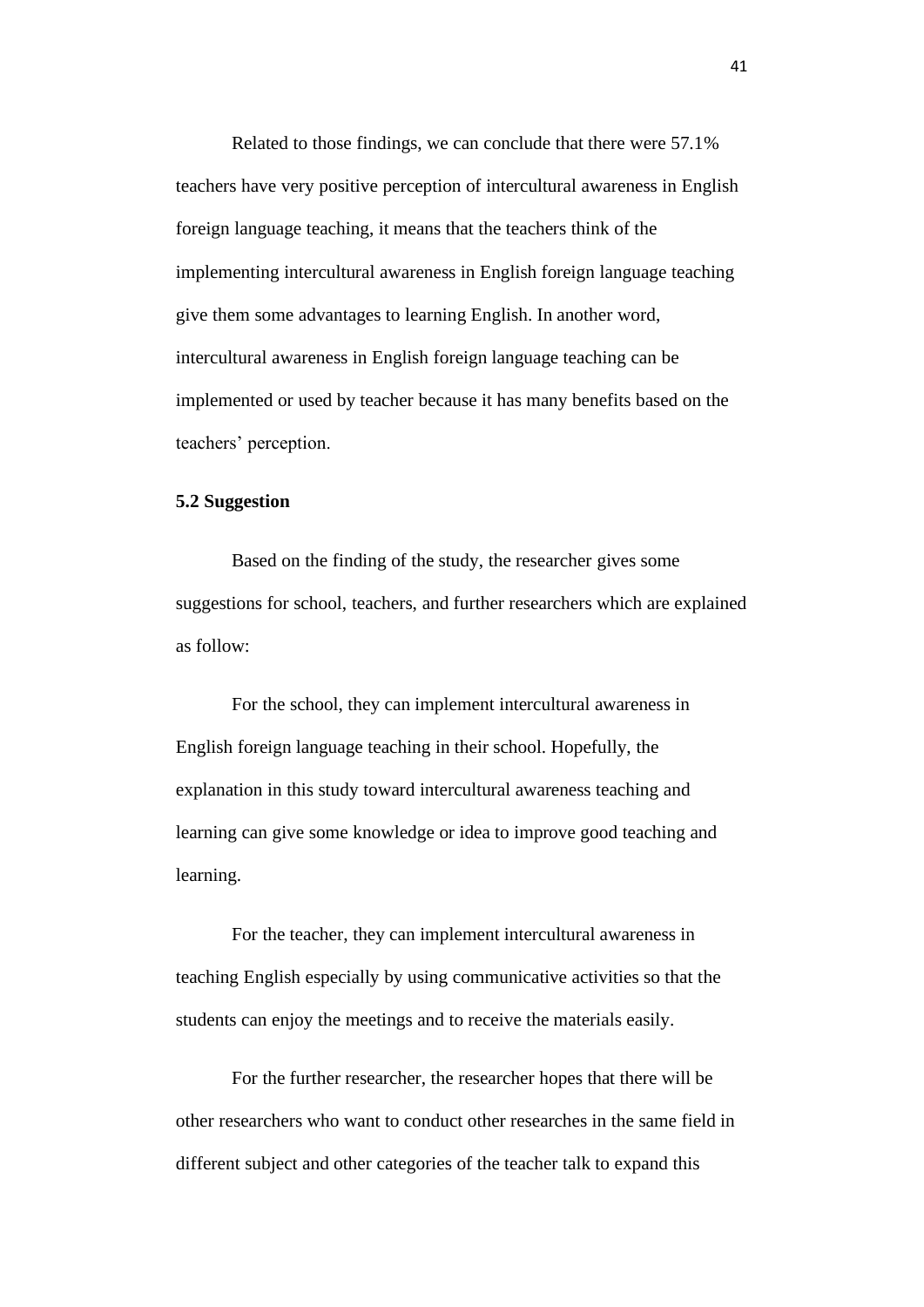Related to those findings, we can conclude that there were 57.1% teachers have very positive perception of intercultural awareness in English foreign language teaching, it means that the teachers think of the implementing intercultural awareness in English foreign language teaching give them some advantages to learning English. In another word, intercultural awareness in English foreign language teaching can be implemented or used by teacher because it has many benefits based on the teachers' perception.

**5.2 Suggestion**

Based on the finding of the study, the researcher gives some suggestions for school, teachers, and further researchers which are explained as follow:

For the school, they can implement intercultural awareness in English foreign language teaching in their school. Hopefully, the explanation in this study toward intercultural awareness teaching and learning can give some knowledge or idea to improve good teaching and learning.

For the teacher, they can implement intercultural awareness in teaching English especially by using communicative activities so that the students can enjoy the meetings and to receive the materials easily.

For the further researcher, the researcher hopes that there will be other researchers who want to conduct other researches in the same field in different subject and other categories of the teacher talk to expand this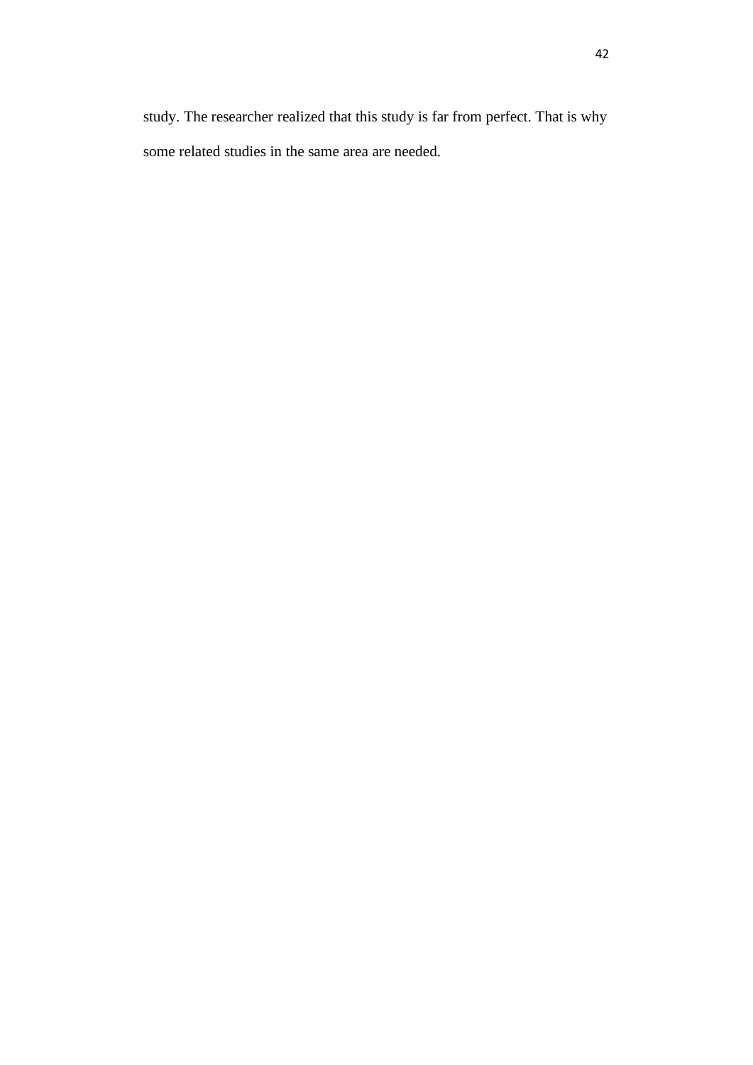study. The researcher realized that this study is far from perfect. That is why some related studies in the same area are needed.